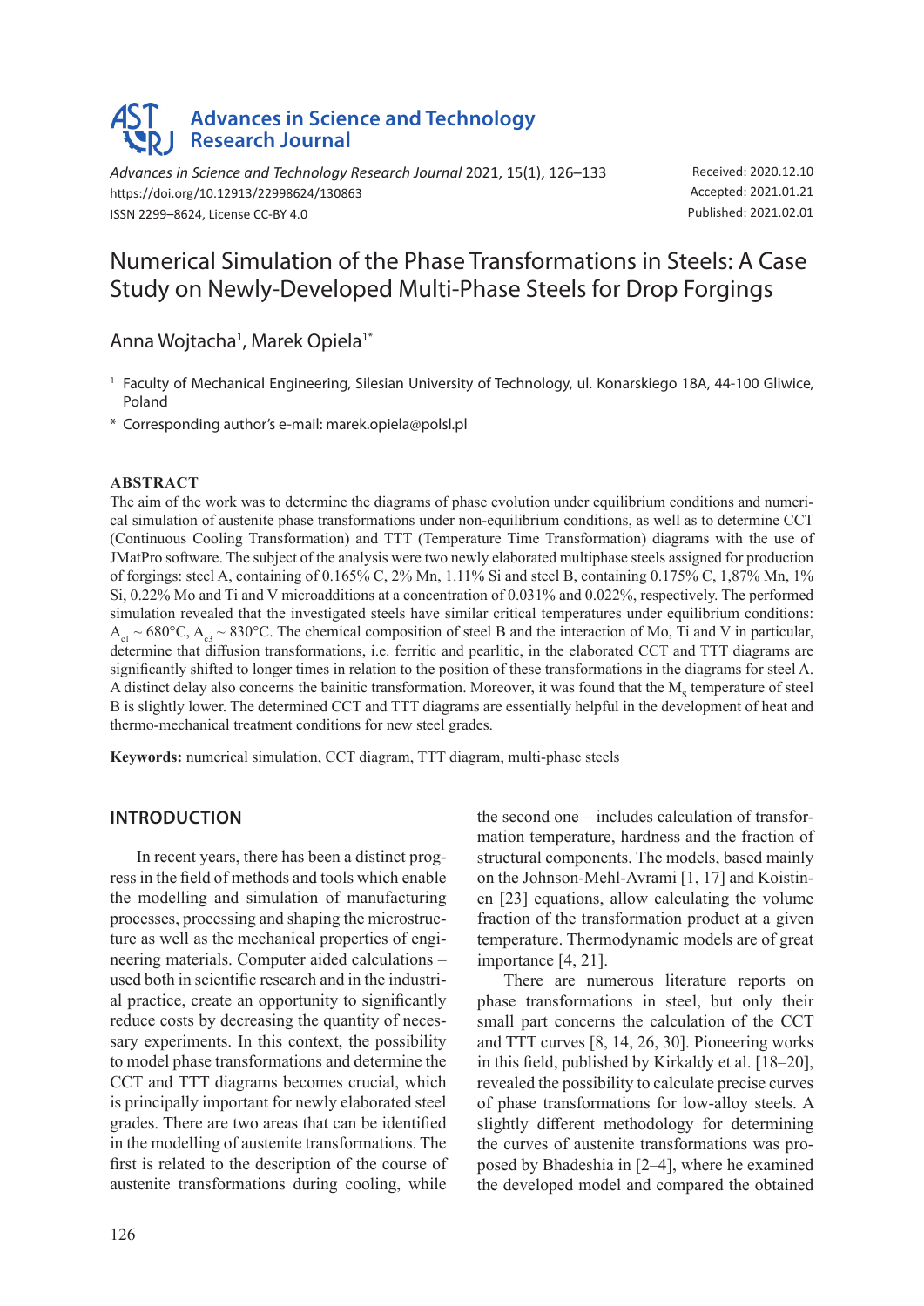# Numerical Simulation of the Phase Transformations in Steels: A Case Study on Newly-Developed Multi-Phase Steels for Drop Forgings

Anna Wojtacha[1], Marek Opiela[1*]

[1] Faculty of Mechanical Engineering, Silesian University of Technology, ul. Konarskiego 18A, 44-100 Gliwice, Poland

* Corresponding author's e-mail: marek.opiela@polsl.pl

Advances in Science and Technology Research Journal 2021, 15(1), 126–133
https://doi.org/10.12913/22998624/130863
ISSN 2299–8624, License CC-BY 4.0

Received: 2020.12.10
Accepted: 2021.01.21
Published: 2021.02.01

## ABSTRACT

The aim of the work was to determine the diagrams of phase evolution under equilibrium conditions and numerical simulation of austenite phase transformations under non-equilibrium conditions, as well as to determine CCT (Continuous Cooling Transformation) and TTT (Temperature Time Transformation) diagrams with the use of JMatPro software. The subject of the analysis were two newly elaborated multiphase steels assigned for production of forgings: steel A, containing of 0.165% C, 2% Mn, 1.11% Si and steel B, containing 0.175% C, 1,87% Mn, 1% Si, 0.22% Mo and Ti and V microadditions at a concentration of 0.031% and 0.022%, respectively. The performed simulation revealed that the investigated steels have similar critical temperatures under equilibrium conditions: $A_{c1}$ ~ 680°C, $A_{c3}$ ~ 830°C. The chemical composition of steel B and the interaction of Mo, Ti and V in particular, determine that diffusion transformations, i.e. ferritic and pearlitic, in the elaborated CCT and TTT diagrams are significantly shifted to longer times in relation to the position of these transformations in the diagrams for steel A. A distinct delay also concerns the bainitic transformation. Moreover, it was found that the $M_s$ temperature of steel B is slightly lower. The determined CCT and TTT diagrams are essentially helpful in the development of heat and thermo-mechanical treatment conditions for new steel grades.

**Keywords:** numerical simulation, CCT diagram, TTT diagram, multi-phase steels

## INTRODUCTION

In recent years, there has been a distinct progress in the field of methods and tools which enable the modelling and simulation of manufacturing processes, processing and shaping the microstructure as well as the mechanical properties of engineering materials. Computer aided calculations – used both in scientific research and in the industrial practice, create an opportunity to significantly reduce costs by decreasing the quantity of necessary experiments. In this context, the possibility to model phase transformations and determine the CCT and TTT diagrams becomes crucial, which is principally important for newly elaborated steel grades. There are two areas that can be identified in the modelling of austenite transformations. The first is related to the description of the course of austenite transformations during cooling, while the second one – includes calculation of transformation temperature, hardness and the fraction of structural components. The models, based mainly on the Johnson-Mehl-Avrami [1, 17] and Koistinen [23] equations, allow calculating the volume fraction of the transformation product at a given temperature. Thermodynamic models are of great importance [4, 21].

There are numerous literature reports on phase transformations in steel, but only their small part concerns the calculation of the CCT and TTT curves [8, 14, 26, 30]. Pioneering works in this field, published by Kirkaldy et al. [18–20], revealed the possibility to calculate precise curves of phase transformations for low-alloy steels. A slightly different methodology for determining the curves of austenite transformations was proposed by Bhadeshia in [2–4], where he examined the developed model and compared the obtained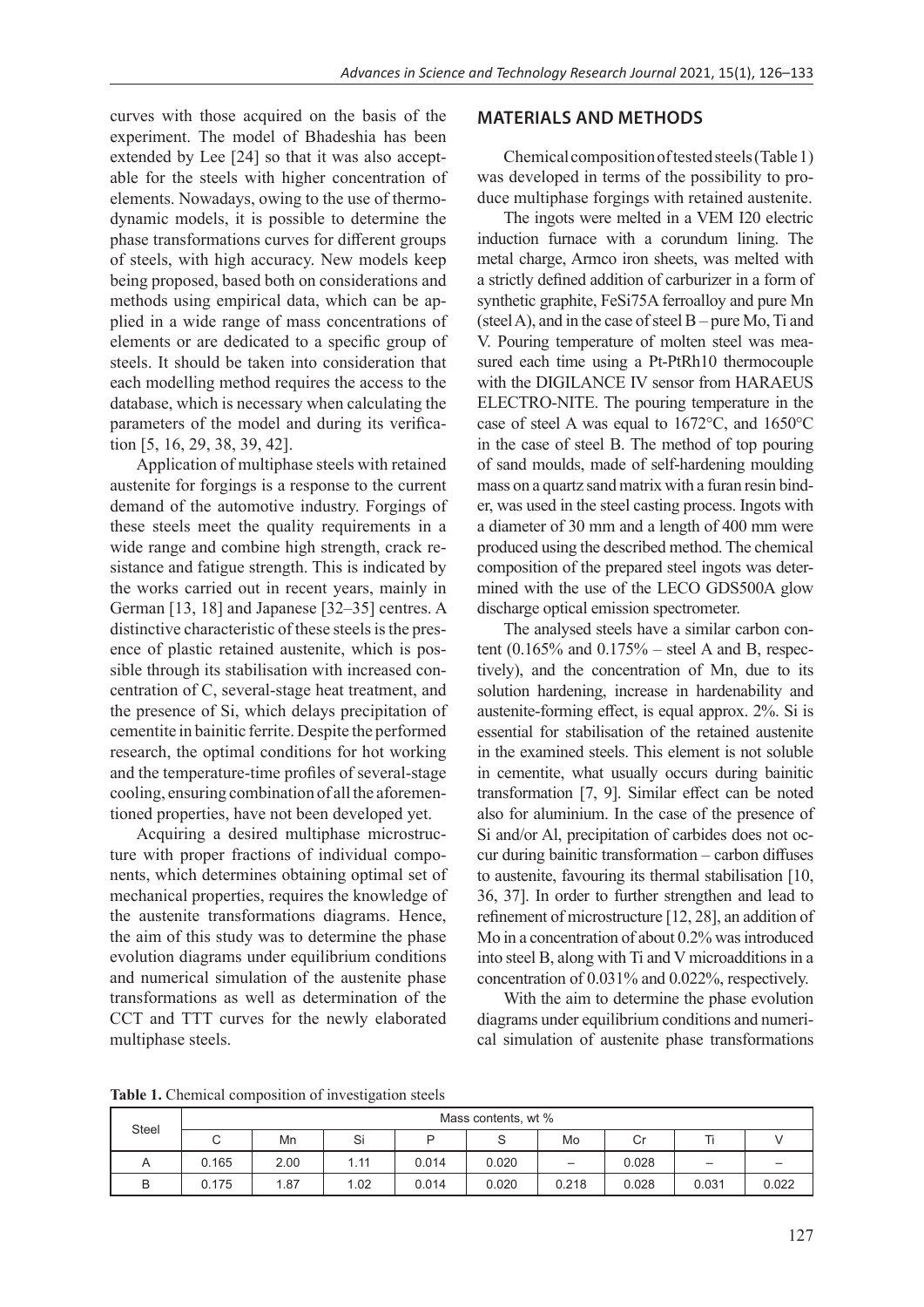curves with those acquired on the basis of the experiment. The model of Bhadeshia has been extended by Lee [24] so that it was also acceptable for the steels with higher concentration of elements. Nowadays, owing to the use of thermodynamic models, it is possible to determine the phase transformations curves for different groups of steels, with high accuracy. New models keep being proposed, based both on considerations and methods using empirical data, which can be applied in a wide range of mass concentrations of elements or are dedicated to a specific group of steels. It should be taken into consideration that each modelling method requires the access to the database, which is necessary when calculating the parameters of the model and during its verification [5, 16, 29, 38, 39, 42].

Application of multiphase steels with retained austenite for forgings is a response to the current demand of the automotive industry. Forgings of these steels meet the quality requirements in a wide range and combine high strength, crack resistance and fatigue strength. This is indicated by the works carried out in recent years, mainly in German [13, 18] and Japanese [32–35] centres. A distinctive characteristic of these steels is the presence of plastic retained austenite, which is possible through its stabilisation with increased concentration of C, several-stage heat treatment, and the presence of Si, which delays precipitation of cementite in bainitic ferrite. Despite the performed research, the optimal conditions for hot working and the temperature-time profiles of several-stage cooling, ensuring combination of all the aforementioned properties, have not been developed yet.

Acquiring a desired multiphase microstructure with proper fractions of individual components, which determines obtaining optimal set of mechanical properties, requires the knowledge of the austenite transformations diagrams. Hence, the aim of this study was to determine the phase evolution diagrams under equilibrium conditions and numerical simulation of the austenite phase transformations as well as determination of the CCT and TTT curves for the newly elaborated multiphase steels.

## MATERIALS AND METHODS

Chemical composition of tested steels (Table 1) was developed in terms of the possibility to produce multiphase forgings with retained austenite.

The ingots were melted in a VEM I20 electric induction furnace with a corundum lining. The metal charge, Armco iron sheets, was melted with a strictly defined addition of carburizer in a form of synthetic graphite, FeSi75A ferroalloy and pure Mn (steel A), and in the case of steel B – pure Mo, Ti and V. Pouring temperature of molten steel was measured each time using a Pt-PtRh10 thermocouple with the DIGILANCE IV sensor from HARAEUS ELECTRO-NITE. The pouring temperature in the case of steel A was equal to 1672°C, and 1650°C in the case of steel B. The method of top pouring of sand moulds, made of self-hardening moulding mass on a quartz sand matrix with a furan resin binder, was used in the steel casting process. Ingots with a diameter of 30 mm and a length of 400 mm were produced using the described method. The chemical composition of the prepared steel ingots was determined with the use of the LECO GDS500A glow discharge optical emission spectrometer.

The analysed steels have a similar carbon content (0.165% and 0.175% – steel A and B, respectively), and the concentration of Mn, due to its solution hardening, increase in hardenability and austenite-forming effect, is equal approx. 2%. Si is essential for stabilisation of the retained austenite in the examined steels. This element is not soluble in cementite, what usually occurs during bainitic transformation [7, 9]. Similar effect can be noted also for aluminium. In the case of the presence of Si and/or Al, precipitation of carbides does not occur during bainitic transformation – carbon diffuses to austenite, favouring its thermal stabilisation [10, 36, 37]. In order to further strengthen and lead to refinement of microstructure [12, 28], an addition of Mo in a concentration of about 0.2% was introduced into steel B, along with Ti and V microadditions in a concentration of 0.031% and 0.022%, respectively.

With the aim to determine the phase evolution diagrams under equilibrium conditions and numerical simulation of austenite phase transformations

**Table 1.** Chemical composition of investigation steels

| Steel | Mass contents, wt % | | | | | | | | |
|---|---|---|---|---|---|---|---|---|---|
| | C | Mn | Si | P | S | Mo | Cr | Ti | V |
| A | 0.165 | 2.00 | 1.11 | 0.014 | 0.020 | – | 0.028 | – | – |
| B | 0.175 | 1.87 | 1.02 | 0.014 | 0.020 | 0.218 | 0.028 | 0.031 | 0.022 |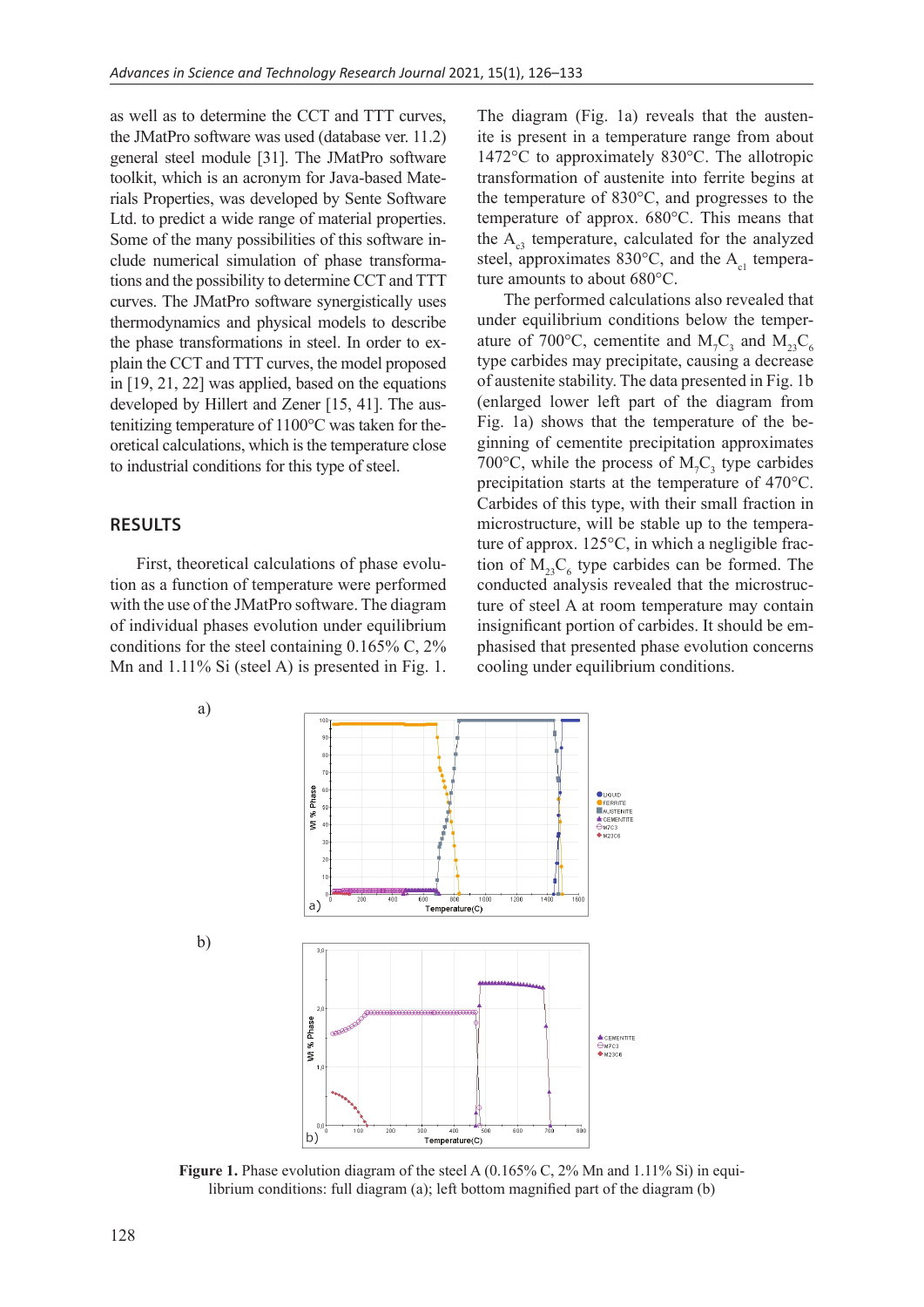as well as to determine the CCT and TTT curves, the JMatPro software was used (database ver. 11.2) general steel module [31]. The JMatPro software toolkit, which is an acronym for Java-based Materials Properties, was developed by Sente Software Ltd. to predict a wide range of material properties. Some of the many possibilities of this software include numerical simulation of phase transformations and the possibility to determine CCT and TTT curves. The JMatPro software synergistically uses thermodynamics and physical models to describe the phase transformations in steel. In order to explain the CCT and TTT curves, the model proposed in [19, 21, 22] was applied, based on the equations developed by Hillert and Zener [15, 41]. The austenitizing temperature of 1100°C was taken for theoretical calculations, which is the temperature close to industrial conditions for this type of steel.

## RESULTS

First, theoretical calculations of phase evolution as a function of temperature were performed with the use of the JMatPro software. The diagram of individual phases evolution under equilibrium conditions for the steel containing 0.165% C, 2% Mn and 1.11% Si (steel A) is presented in Fig. 1. The diagram (Fig. 1a) reveals that the austenite is present in a temperature range from about 1472°C to approximately 830°C. The allotropic transformation of austenite into ferrite begins at the temperature of 830°C, and progresses to the temperature of approx. 680°C. This means that the $A_{c3}$ temperature, calculated for the analyzed steel, approximates 830°C, and the $A_{c1}$ temperature amounts to about 680°C.

The performed calculations also revealed that under equilibrium conditions below the temperature of 700°C, cementite and $M_7C_3$ and $M_{23}C_6$ type carbides may precipitate, causing a decrease of austenite stability. The data presented in Fig. 1b (enlarged lower left part of the diagram from Fig. 1a) shows that the temperature of the beginning of cementite precipitation approximates 700°C, while the process of $M_7C_3$ type carbides precipitation starts at the temperature of 470°C. Carbides of this type, with their small fraction in microstructure, will be stable up to the temperature of approx. 125°C, in which a negligible fraction of $M_{23}C_6$ type carbides can be formed. The conducted analysis revealed that the microstructure of steel A at room temperature may contain insignificant portion of carbides. It should be emphasised that presented phase evolution concerns cooling under equilibrium conditions.

**Figure 1.** Phase evolution diagram of the steel A (0.165% C, 2% Mn and 1.11% Si) in equilibrium conditions: full diagram (a); left bottom magnified part of the diagram (b)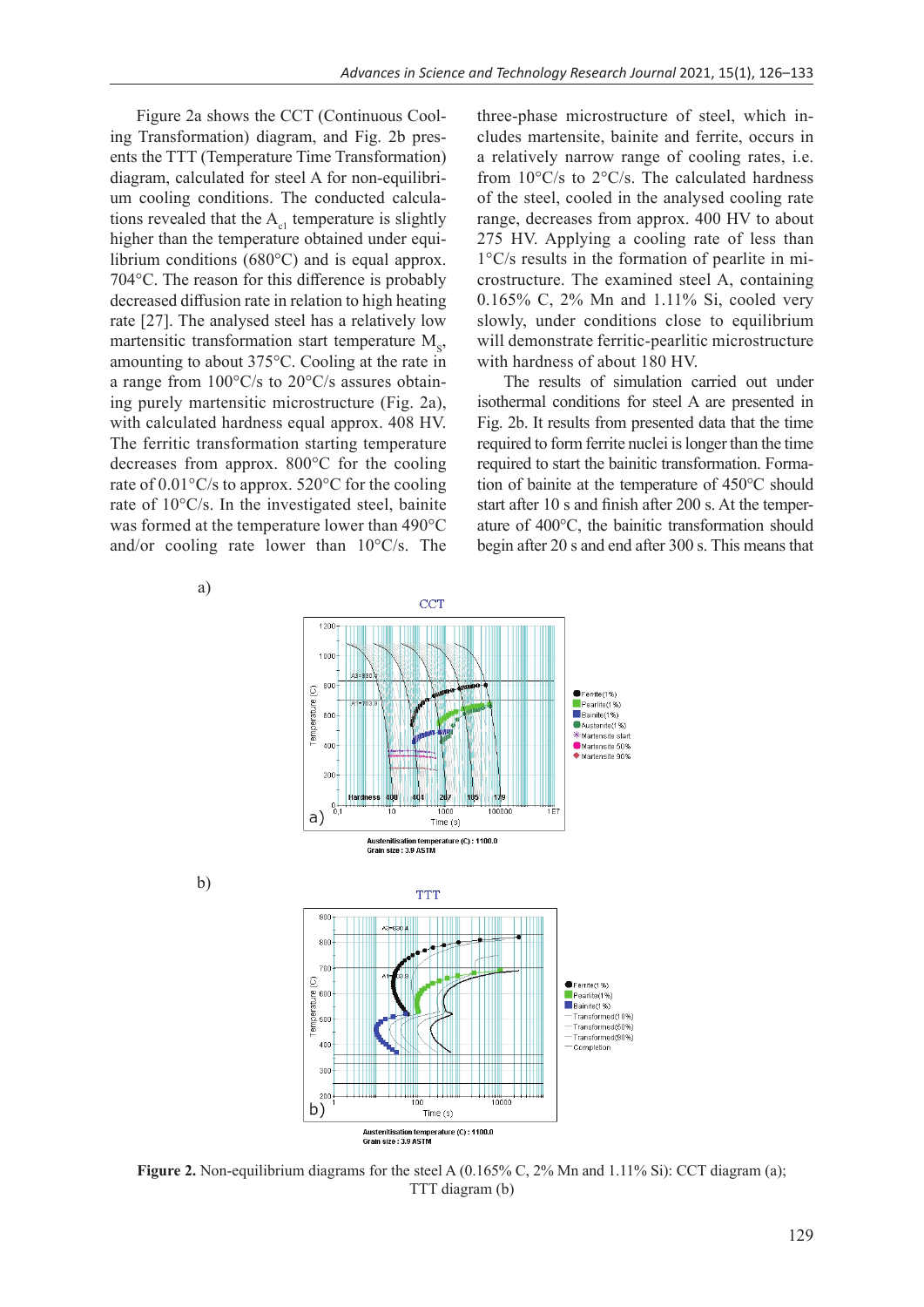Figure 2a shows the CCT (Continuous Cooling Transformation) diagram, and Fig. 2b presents the TTT (Temperature Time Transformation) diagram, calculated for steel A for non-equilibrium cooling conditions. The conducted calculations revealed that the $A_{c1}$ temperature is slightly higher than the temperature obtained under equilibrium conditions (680°C) and is equal approx. 704°C. The reason for this difference is probably decreased diffusion rate in relation to high heating rate [27]. The analysed steel has a relatively low martensitic transformation start temperature $M_s$, amounting to about 375°C. Cooling at the rate in a range from 100°C/s to 20°C/s assures obtaining purely martensitic microstructure (Fig. 2a), with calculated hardness equal approx. 408 HV. The ferritic transformation starting temperature decreases from approx. 800°C for the cooling rate of 0.01°C/s to approx. 520°C for the cooling rate of 10°C/s. In the investigated steel, bainite was formed at the temperature lower than 490°C and/or cooling rate lower than 10°C/s. The three-phase microstructure of steel, which includes martensite, bainite and ferrite, occurs in a relatively narrow range of cooling rates, i.e. from 10°C/s to 2°C/s. The calculated hardness of the steel, cooled in the analysed cooling rate range, decreases from approx. 400 HV to about 275 HV. Applying a cooling rate of less than 1°C/s results in the formation of pearlite in microstructure. The examined steel A, containing 0.165% C, 2% Mn and 1.11% Si, cooled very slowly, under conditions close to equilibrium will demonstrate ferritic-pearlitic microstructure with hardness of about 180 HV.

The results of simulation carried out under isothermal conditions for steel A are presented in Fig. 2b. It results from presented data that the time required to form ferrite nuclei is longer than the time required to start the bainitic transformation. Formation of bainite at the temperature of 450°C should start after 10 s and finish after 200 s. At the temperature of 400°C, the bainitic transformation should begin after 20 s and end after 300 s. This means that

**Figure 2.** Non-equilibrium diagrams for the steel A (0.165% C, 2% Mn and 1.11% Si): CCT diagram (a); TTT diagram (b)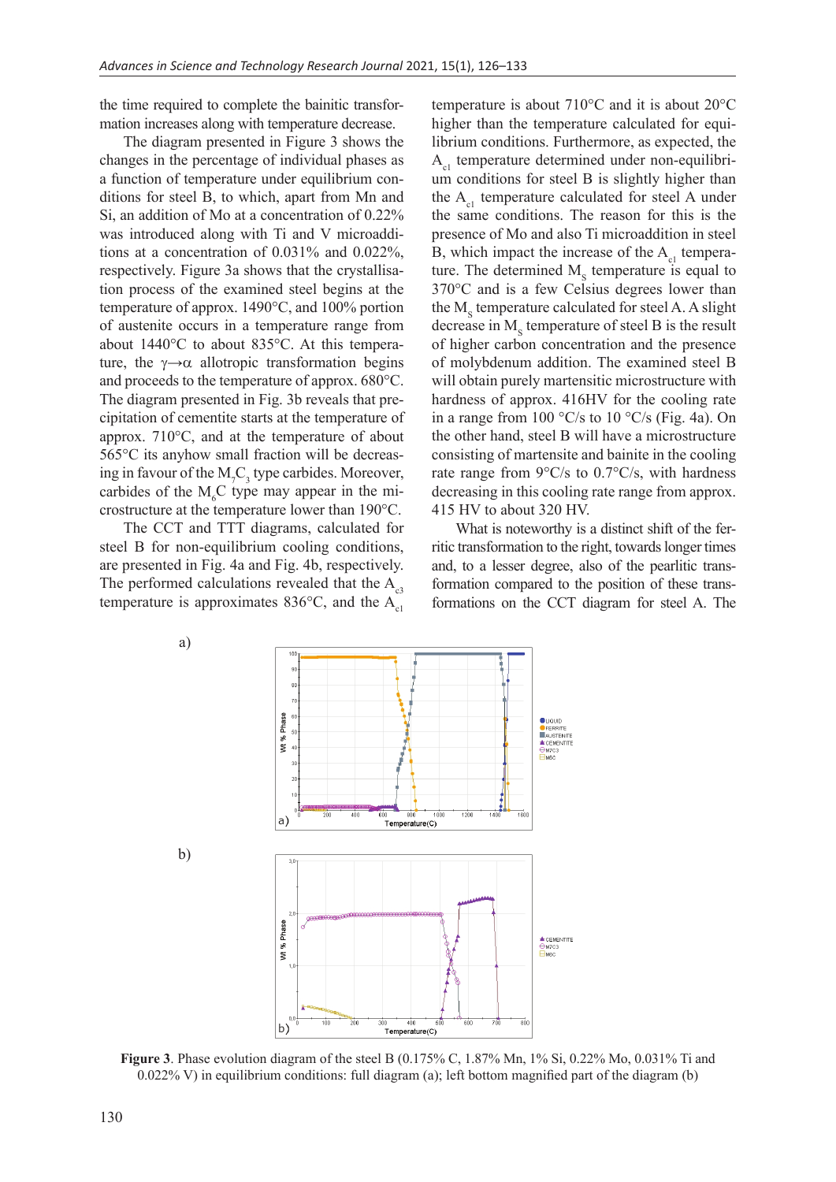the time required to complete the bainitic transformation increases along with temperature decrease.

The diagram presented in Figure 3 shows the changes in the percentage of individual phases as a function of temperature under equilibrium conditions for steel B, to which, apart from Mn and Si, an addition of Mo at a concentration of 0.22% was introduced along with Ti and V microadditions at a concentration of 0.031% and 0.022%, respectively. Figure 3a shows that the crystallisation process of the examined steel begins at the temperature of approx. 1490°C, and 100% portion of austenite occurs in a temperature range from about 1440°C to about 835°C. At this temperature, the $\gamma \rightarrow \alpha$ allotropic transformation begins and proceeds to the temperature of approx. 680°C. The diagram presented in Fig. 3b reveals that precipitation of cementite starts at the temperature of approx. 710°C, and at the temperature of about 565°C its anyhow small fraction will be decreasing in favour of the $M_7C_3$ type carbides. Moreover, carbides of the $M_6C$ type may appear in the microstructure at the temperature lower than 190°C.

The CCT and TTT diagrams, calculated for steel B for non-equilibrium cooling conditions, are presented in Fig. 4a and Fig. 4b, respectively. The performed calculations revealed that the $A_{c3}$ temperature is approximates 836°C, and the $A_{c1}$ temperature is about 710°C and it is about 20°C higher than the temperature calculated for equilibrium conditions. Furthermore, as expected, the $A_{c1}$ temperature determined under non-equilibrium conditions for steel B is slightly higher than the $A_{c1}$ temperature calculated for steel A under the same conditions. The reason for this is the presence of Mo and also Ti microaddition in steel B, which impact the increase of the $A_{c1}$ temperature. The determined $M_S$ temperature is equal to 370°C and is a few Celsius degrees lower than the $M_S$ temperature calculated for steel A. A slight decrease in $M_S$ temperature of steel B is the result of higher carbon concentration and the presence of molybdenum addition. The examined steel B will obtain purely martensitic microstructure with hardness of approx. 416HV for the cooling rate in a range from 100 °C/s to 10 °C/s (Fig. 4a). On the other hand, steel B will have a microstructure consisting of martensite and bainite in the cooling rate range from 9°C/s to 0.7°C/s, with hardness decreasing in this cooling rate range from approx. 415 HV to about 320 HV.

What is noteworthy is a distinct shift of the ferritic transformation to the right, towards longer times and, to a lesser degree, also of the pearlitic transformation compared to the position of these transformations on the CCT diagram for steel A. The

**Figure 3**. Phase evolution diagram of the steel B (0.175% C, 1.87% Mn, 1% Si, 0.22% Mo, 0.031% Ti and 0.022% V) in equilibrium conditions: full diagram (a); left bottom magnified part of the diagram (b)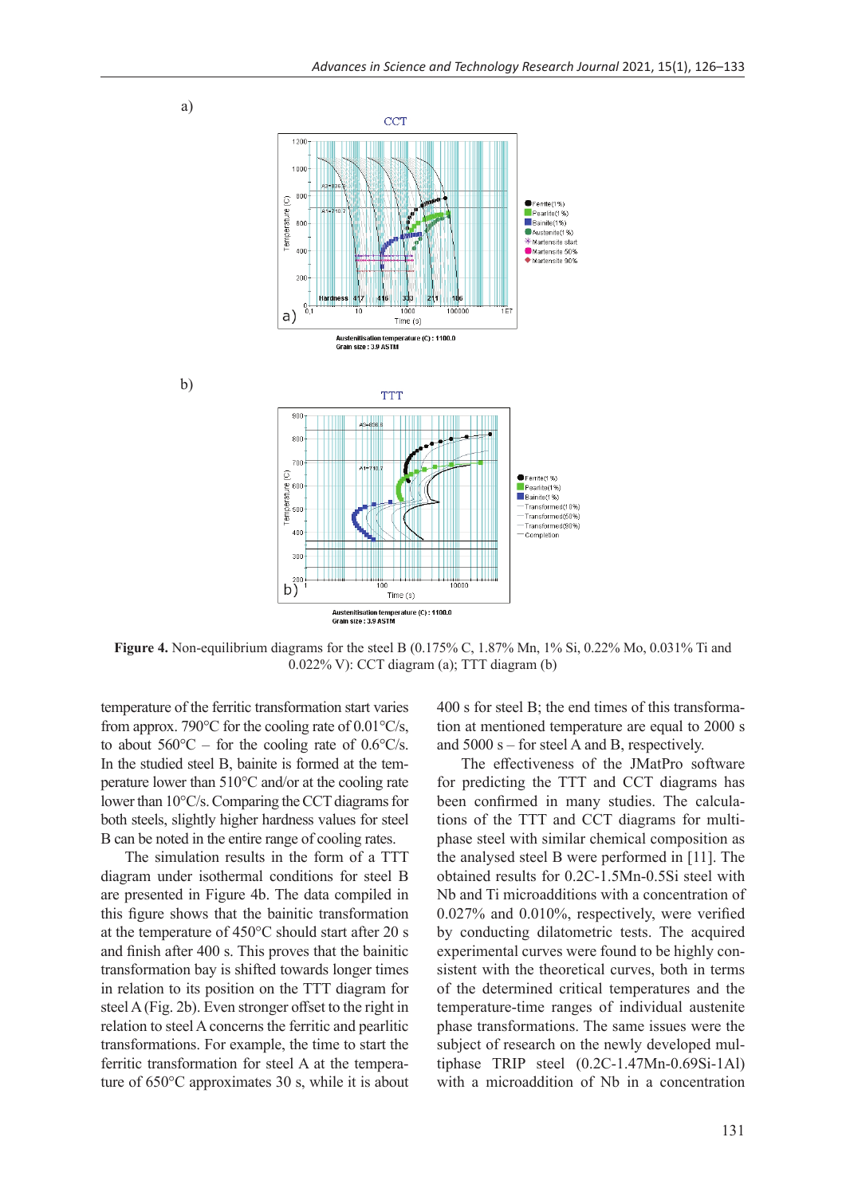a)

b)

**Figure 4.** Non-equilibrium diagrams for the steel B (0.175% C, 1.87% Mn, 1% Si, 0.22% Mo, 0.031% Ti and 0.022% V): CCT diagram (a); TTT diagram (b)

temperature of the ferritic transformation start varies from approx. 790°C for the cooling rate of 0.01°C/s, to about 560°C – for the cooling rate of 0.6°C/s. In the studied steel B, bainite is formed at the temperature lower than 510°C and/or at the cooling rate lower than 10°C/s. Comparing the CCT diagrams for both steels, slightly higher hardness values for steel B can be noted in the entire range of cooling rates.

The simulation results in the form of a TTT diagram under isothermal conditions for steel B are presented in Figure 4b. The data compiled in this figure shows that the bainitic transformation at the temperature of 450°C should start after 20 s and finish after 400 s. This proves that the bainitic transformation bay is shifted towards longer times in relation to its position on the TTT diagram for steel A (Fig. 2b). Even stronger offset to the right in relation to steel A concerns the ferritic and pearlitic transformations. For example, the time to start the ferritic transformation for steel A at the temperature of 650°C approximates 30 s, while it is about 400 s for steel B; the end times of this transformation at mentioned temperature are equal to 2000 s and 5000 s – for steel A and B, respectively.

The effectiveness of the JMatPro software for predicting the TTT and CCT diagrams has been confirmed in many studies. The calculations of the TTT and CCT diagrams for multiphase steel with similar chemical composition as the analysed steel B were performed in [11]. The obtained results for 0.2C-1.5Mn-0.5Si steel with Nb and Ti microadditions with a concentration of 0.027% and 0.010%, respectively, were verified by conducting dilatometric tests. The acquired experimental curves were found to be highly consistent with the theoretical curves, both in terms of the determined critical temperatures and the temperature-time ranges of individual austenite phase transformations. The same issues were the subject of research on the newly developed multiphase TRIP steel (0.2C-1.47Mn-0.69Si-1Al) with a microaddition of Nb in a concentration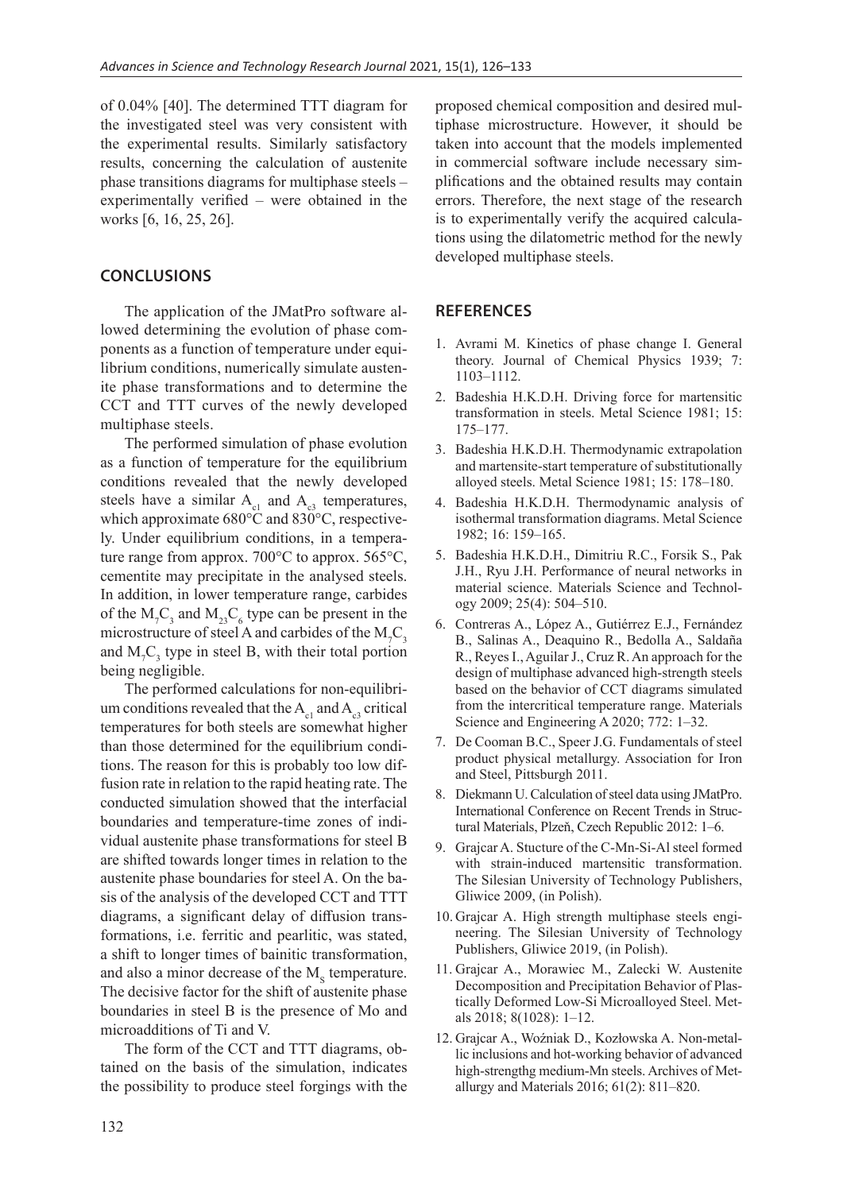of 0.04% [40]. The determined TTT diagram for the investigated steel was very consistent with the experimental results. Similarly satisfactory results, concerning the calculation of austenite phase transitions diagrams for multiphase steels – experimentally verified – were obtained in the works [6, 16, 25, 26].

## CONCLUSIONS

The application of the JMatPro software allowed determining the evolution of phase components as a function of temperature under equilibrium conditions, numerically simulate austenite phase transformations and to determine the CCT and TTT curves of the newly developed multiphase steels.

The performed simulation of phase evolution as a function of temperature for the equilibrium conditions revealed that the newly developed steels have a similar $A_{c1}$ and $A_{c3}$ temperatures, which approximate 680°C and 830°C, respectively. Under equilibrium conditions, in a temperature range from approx. 700°C to approx. 565°C, cementite may precipitate in the analysed steels. In addition, in lower temperature range, carbides of the $M_7C_3$ and $M_{23}C_6$ type can be present in the microstructure of steel A and carbides of the $M_7C_3$ and $M_7C_3$ type in steel B, with their total portion being negligible.

The performed calculations for non-equilibrium conditions revealed that the $A_{c1}$ and $A_{c3}$ critical temperatures for both steels are somewhat higher than those determined for the equilibrium conditions. The reason for this is probably too low diffusion rate in relation to the rapid heating rate. The conducted simulation showed that the interfacial boundaries and temperature-time zones of individual austenite phase transformations for steel B are shifted towards longer times in relation to the austenite phase boundaries for steel A. On the basis of the analysis of the developed CCT and TTT diagrams, a significant delay of diffusion transformations, i.e. ferritic and pearlitic, was stated, a shift to longer times of bainitic transformation, and also a minor decrease of the $M_S$ temperature. The decisive factor for the shift of austenite phase boundaries in steel B is the presence of Mo and microadditions of Ti and V.

The form of the CCT and TTT diagrams, obtained on the basis of the simulation, indicates the possibility to produce steel forgings with the proposed chemical composition and desired multiphase microstructure. However, it should be taken into account that the models implemented in commercial software include necessary simplifications and the obtained results may contain errors. Therefore, the next stage of the research is to experimentally verify the acquired calculations using the dilatometric method for the newly developed multiphase steels.

## REFERENCES

1. Avrami M. Kinetics of phase change I. General theory. Journal of Chemical Physics 1939; 7: 1103–1112.
2. Badeshia H.K.D.H. Driving force for martensitic transformation in steels. Metal Science 1981; 15: 175–177.
3. Badeshia H.K.D.H. Thermodynamic extrapolation and martensite-start temperature of substitutionally alloyed steels. Metal Science 1981; 15: 178–180.
4. Badeshia H.K.D.H. Thermodynamic analysis of isothermal transformation diagrams. Metal Science 1982; 16: 159–165.
5. Badeshia H.K.D.H., Dimitriu R.C., Forsik S., Pak J.H., Ryu J.H. Performance of neural networks in material science. Materials Science and Technology 2009; 25(4): 504–510.
6. Contreras A., López A., Gutiérrez E.J., Fernández B., Salinas A., Deaquino R., Bedolla A., Saldaña R., Reyes I., Aguilar J., Cruz R. An approach for the design of multiphase advanced high-strength steels based on the behavior of CCT diagrams simulated from the intercritical temperature range. Materials Science and Engineering A 2020; 772: 1–32.
7. De Cooman B.C., Speer J.G. Fundamentals of steel product physical metallurgy. Association for Iron and Steel, Pittsburgh 2011.
8. Diekmann U. Calculation of steel data using JMatPro. International Conference on Recent Trends in Structural Materials, Plzeň, Czech Republic 2012: 1–6.
9. Grajcar A. Stucture of the C-Mn-Si-Al steel formed with strain-induced martensitic transformation. The Silesian University of Technology Publishers, Gliwice 2009, (in Polish).
10. Grajcar A. High strength multiphase steels engineering. The Silesian University of Technology Publishers, Gliwice 2019, (in Polish).
11. Grajcar A., Morawiec M., Zalecki W. Austenite Decomposition and Precipitation Behavior of Plastically Deformed Low-Si Microalloyed Steel. Metals 2018; 8(1028): 1–12.
12. Grajcar A., Woźniak D., Kozłowska A. Non-metallic inclusions and hot-working behavior of advanced high-strengthg medium-Mn steels. Archives of Metallurgy and Materials 2016; 61(2): 811–820.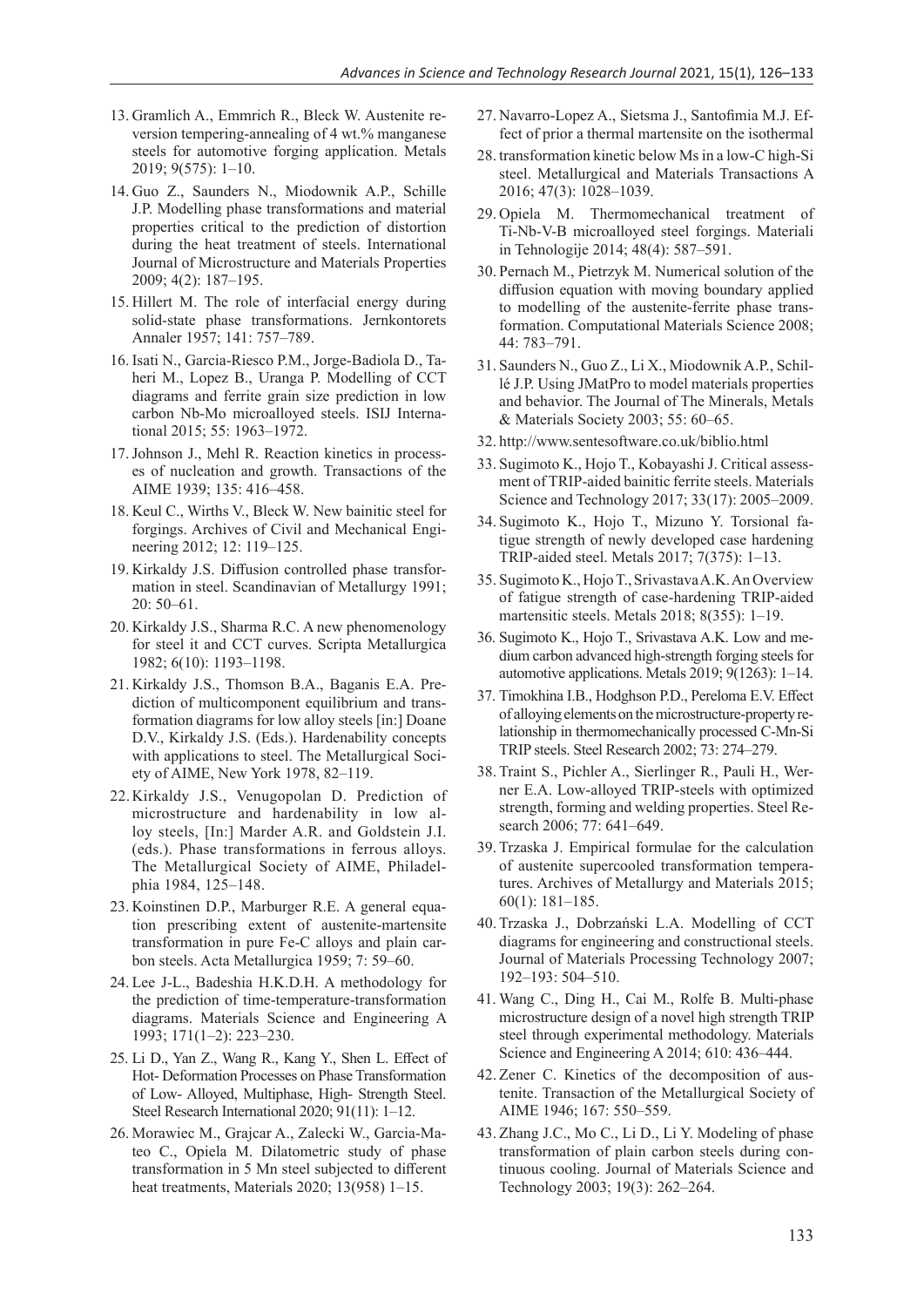13. Gramlich A., Emmrich R., Bleck W. Austenite reversion tempering-annealing of 4 wt.% manganese steels for automotive forging application. Metals 2019; 9(575): 1–10.
14. Guo Z., Saunders N., Miodownik A.P., Schille J.P. Modelling phase transformations and material properties critical to the prediction of distortion during the heat treatment of steels. International Journal of Microstructure and Materials Properties 2009; 4(2): 187–195.
15. Hillert M. The role of interfacial energy during solid-state phase transformations. Jernkontorets Annaler 1957; 141: 757–789.
16. Isati N., Garcia-Riesco P.M., Jorge-Badiola D., Taheri M., Lopez B., Uranga P. Modelling of CCT diagrams and ferrite grain size prediction in low carbon Nb-Mo microalloyed steels. ISIJ International 2015; 55: 1963–1972.
17. Johnson J., Mehl R. Reaction kinetics in processes of nucleation and growth. Transactions of the AIME 1939; 135: 416–458.
18. Keul C., Wirths V., Bleck W. New bainitic steel for forgings. Archives of Civil and Mechanical Engineering 2012; 12: 119–125.
19. Kirkaldy J.S. Diffusion controlled phase transformation in steel. Scandinavian of Metallurgy 1991; 20: 50–61.
20. Kirkaldy J.S., Sharma R.C. A new phenomenology for steel it and CCT curves. Scripta Metallurgica 1982; 6(10): 1193–1198.
21. Kirkaldy J.S., Thomson B.A., Baganis E.A. Prediction of multicomponent equilibrium and transformation diagrams for low alloy steels [in:] Doane D.V., Kirkaldy J.S. (Eds.). Hardenability concepts with applications to steel. The Metallurgical Society of AIME, New York 1978, 82–119.
22. Kirkaldy J.S., Venugopolan D. Prediction of microstructure and hardenability in low alloy steels, [In:] Marder A.R. and Goldstein J.I. (eds.). Phase transformations in ferrous alloys. The Metallurgical Society of AIME, Philadelphia 1984, 125–148.
23. Koinstinen D.P., Marburger R.E. A general equation prescribing extent of austenite-martensite transformation in pure Fe-C alloys and plain carbon steels. Acta Metallurgica 1959; 7: 59–60.
24. Lee J-L., Badeshia H.K.D.H. A methodology for the prediction of time-temperature-transformation diagrams. Materials Science and Engineering A 1993; 171(1–2): 223–230.
25. Li D., Yan Z., Wang R., Kang Y., Shen L. Effect of Hot- Deformation Processes on Phase Transformation of Low- Alloyed, Multiphase, High- Strength Steel. Steel Research International 2020; 91(11): 1–12.
26. Morawiec M., Grajcar A., Zalecki W., Garcia-Mateo C., Opiela M. Dilatometric study of phase transformation in 5 Mn steel subjected to different heat treatments, Materials 2020; 13(958) 1–15.
27. Navarro-Lopez A., Sietsma J., Santofimia M.J. Effect of prior a thermal martensite on the isothermal
28. transformation kinetic below Ms in a low-C high-Si steel. Metallurgical and Materials Transactions A 2016; 47(3): 1028–1039.
29. Opiela M. Thermomechanical treatment of Ti-Nb-V-B microalloyed steel forgings. Materiali in Tehnologije 2014; 48(4): 587–591.
30. Pernach M., Pietrzyk M. Numerical solution of the diffusion equation with moving boundary applied to modelling of the austenite-ferrite phase transformation. Computational Materials Science 2008; 44: 783–791.
31. Saunders N., Guo Z., Li X., Miodownik A.P., Schillé J.P. Using JMatPro to model materials properties and behavior. The Journal of The Minerals, Metals & Materials Society 2003; 55: 60–65.
32. http://www.sentesoftware.co.uk/biblio.html
33. Sugimoto K., Hojo T., Kobayashi J. Critical assessment of TRIP-aided bainitic ferrite steels. Materials Science and Technology 2017; 33(17): 2005–2009.
34. Sugimoto K., Hojo T., Mizuno Y. Torsional fatigue strength of newly developed case hardening TRIP-aided steel. Metals 2017; 7(375): 1–13.
35. Sugimoto K., Hojo T., Srivastava A.K. An Overview of fatigue strength of case-hardening TRIP-aided martensitic steels. Metals 2018; 8(355): 1–19.
36. Sugimoto K., Hojo T., Srivastava A.K. Low and medium carbon advanced high-strength forging steels for automotive applications. Metals 2019; 9(1263): 1–14.
37. Timokhina I.B., Hodghson P.D., Pereloma E.V. Effect of alloying elements on the microstructure-property relationship in thermomechanically processed C-Mn-Si TRIP steels. Steel Research 2002; 73: 274–279.
38. Traint S., Pichler A., Sierlinger R., Pauli H., Werner E.A. Low-alloyed TRIP-steels with optimized strength, forming and welding properties. Steel Research 2006; 77: 641–649.
39. Trzaska J. Empirical formulae for the calculation of austenite supercooled transformation temperatures. Archives of Metallurgy and Materials 2015; 60(1): 181–185.
40. Trzaska J., Dobrzański L.A. Modelling of CCT diagrams for engineering and constructional steels. Journal of Materials Processing Technology 2007; 192–193: 504–510.
41. Wang C., Ding H., Cai M., Rolfe B. Multi-phase microstructure design of a novel high strength TRIP steel through experimental methodology. Materials Science and Engineering A 2014; 610: 436–444.
42. Zener C. Kinetics of the decomposition of austenite. Transaction of the Metallurgical Society of AIME 1946; 167: 550–559.
43. Zhang J.C., Mo C., Li D., Li Y. Modeling of phase transformation of plain carbon steels during continuous cooling. Journal of Materials Science and Technology 2003; 19(3): 262–264.